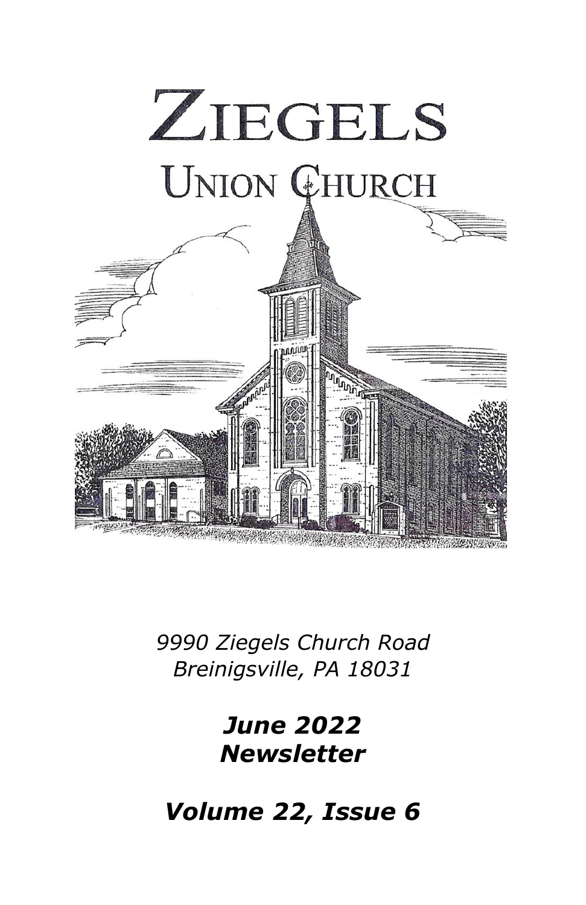# ZIEGELS

## UNION CHURCH

*9990 Ziegels Church Road*
*Breinigsville, PA 18031*

***June 2022***
***Newsletter***

***Volume 22, Issue 6***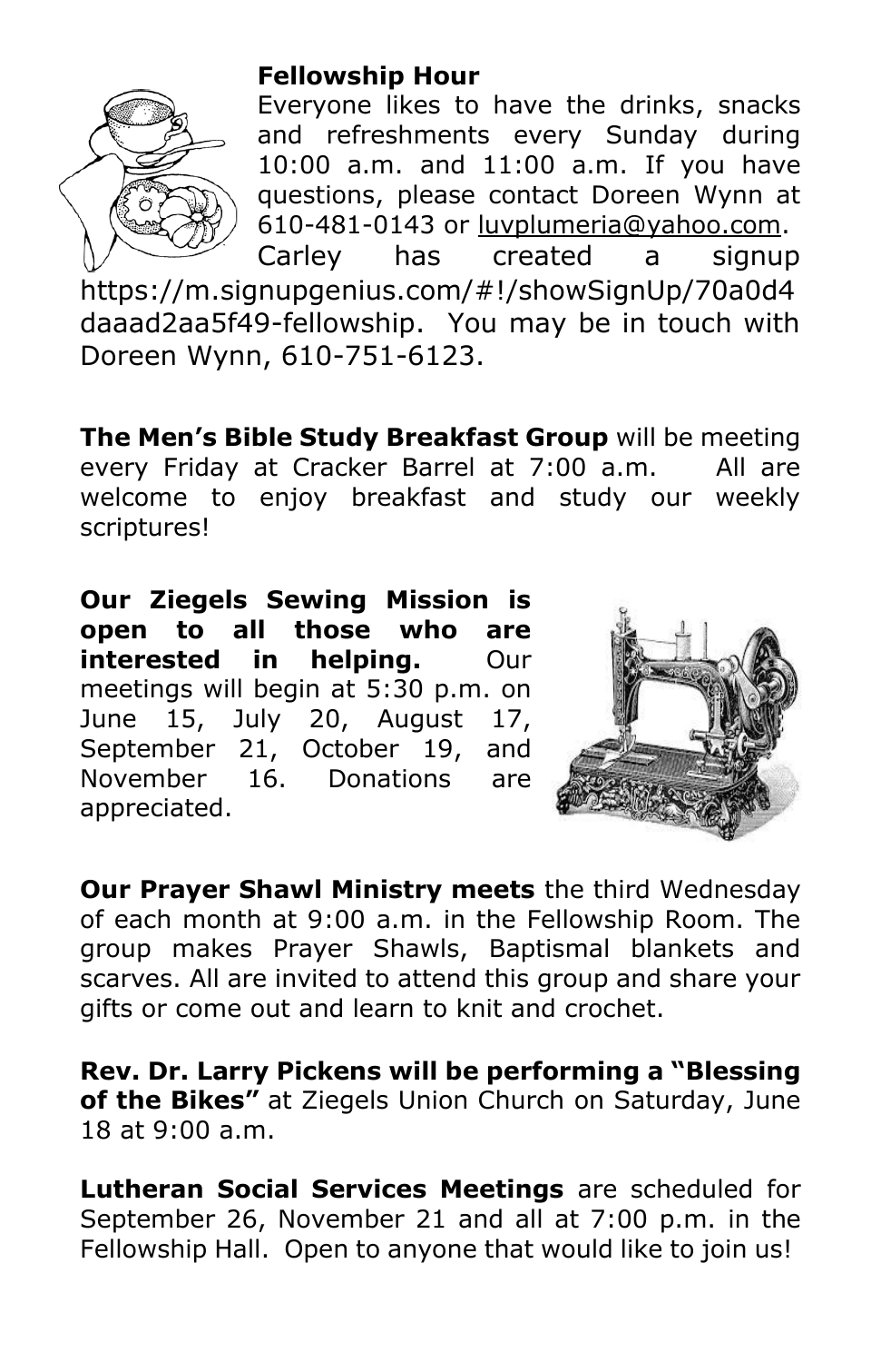**Fellowship Hour**

Everyone likes to have the drinks, snacks and refreshments every Sunday during 10:00 a.m. and 11:00 a.m. If you have questions, please contact Doreen Wynn at 610-481-0143 or luvplumeria@yahoo.com. Carley has created a signup https://m.signupgenius.com/#!/showSignUp/70a0d4daaad2aa5f49-fellowship. You may be in touch with Doreen Wynn, 610-751-6123.

**The Men's Bible Study Breakfast Group** will be meeting every Friday at Cracker Barrel at 7:00 a.m. All are welcome to enjoy breakfast and study our weekly scriptures!

**Our Ziegels Sewing Mission is open to all those who are interested in helping.** Our meetings will begin at 5:30 p.m. on June 15, July 20, August 17, September 21, October 19, and November 16. Donations are appreciated.

**Our Prayer Shawl Ministry meets** the third Wednesday of each month at 9:00 a.m. in the Fellowship Room. The group makes Prayer Shawls, Baptismal blankets and scarves. All are invited to attend this group and share your gifts or come out and learn to knit and crochet.

**Rev. Dr. Larry Pickens will be performing a "Blessing of the Bikes"** at Ziegels Union Church on Saturday, June 18 at 9:00 a.m.

**Lutheran Social Services Meetings** are scheduled for September 26, November 21 and all at 7:00 p.m. in the Fellowship Hall. Open to anyone that would like to join us!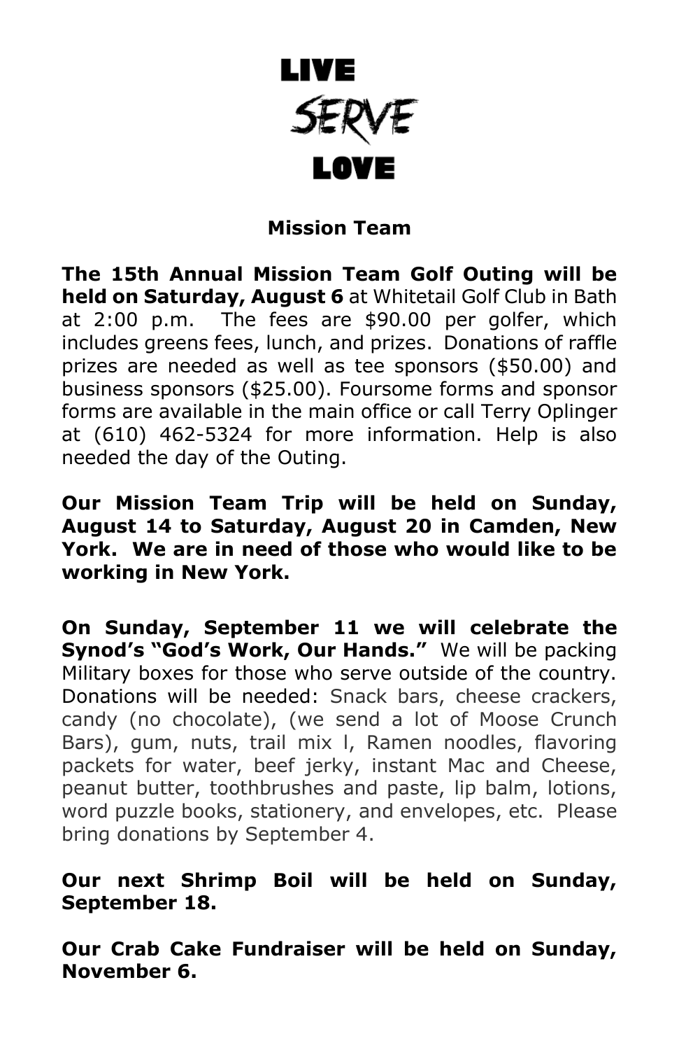# LIVE
# SERVE
# LOVE

## Mission Team

**The 15th Annual Mission Team Golf Outing will be held on Saturday, August 6** at Whitetail Golf Club in Bath at 2:00 p.m. The fees are $90.00 per golfer, which includes greens fees, lunch, and prizes. Donations of raffle prizes are needed as well as tee sponsors ($50.00) and business sponsors ($25.00). Foursome forms and sponsor forms are available in the main office or call Terry Oplinger at (610) 462-5324 for more information. Help is also needed the day of the Outing.

**Our Mission Team Trip will be held on Sunday, August 14 to Saturday, August 20 in Camden, New York. We are in need of those who would like to be working in New York.**

**On Sunday, September 11 we will celebrate the Synod's "God's Work, Our Hands."** We will be packing Military boxes for those who serve outside of the country. Donations will be needed: Snack bars, cheese crackers, candy (no chocolate), (we send a lot of Moose Crunch Bars), gum, nuts, trail mix l, Ramen noodles, flavoring packets for water, beef jerky, instant Mac and Cheese, peanut butter, toothbrushes and paste, lip balm, lotions, word puzzle books, stationery, and envelopes, etc. Please bring donations by September 4.

**Our next Shrimp Boil will be held on Sunday, September 18.**

**Our Crab Cake Fundraiser will be held on Sunday, November 6.**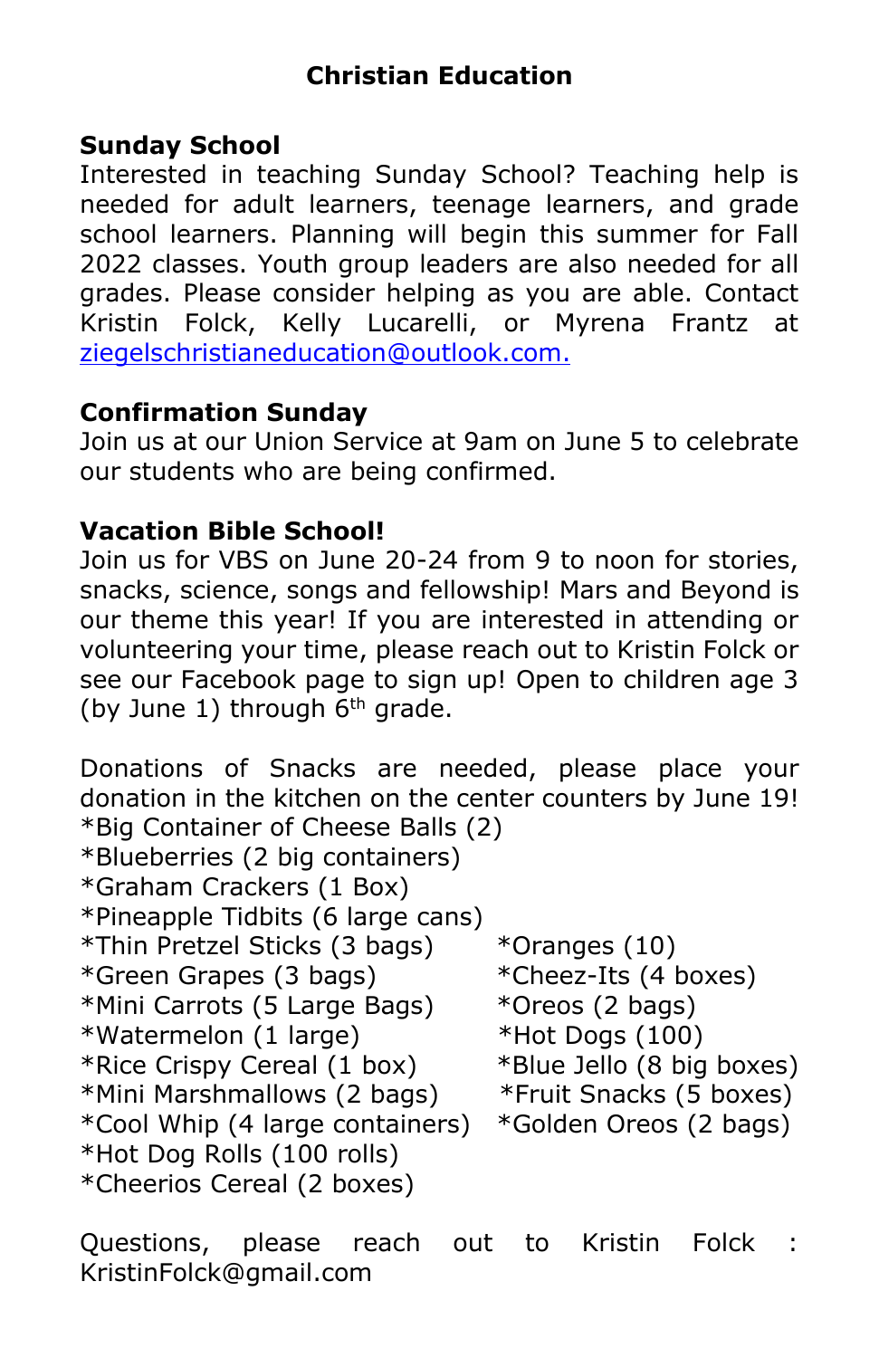# Christian Education

## Sunday School

Interested in teaching Sunday School? Teaching help is needed for adult learners, teenage learners, and grade school learners. Planning will begin this summer for Fall 2022 classes. Youth group leaders are also needed for all grades. Please consider helping as you are able. Contact Kristin Folck, Kelly Lucarelli, or Myrena Frantz at [ziegelschristianeducation@outlook.com.](mailto:ziegelschristianeducation@outlook.com)

## Confirmation Sunday

Join us at our Union Service at 9am on June 5 to celebrate our students who are being confirmed.

## Vacation Bible School!

Join us for VBS on June 20-24 from 9 to noon for stories, snacks, science, songs and fellowship! Mars and Beyond is our theme this year! If you are interested in attending or volunteering your time, please reach out to Kristin Folck or see our Facebook page to sign up! Open to children age 3 (by June 1) through 6th grade.

Donations of Snacks are needed, please place your donation in the kitchen on the center counters by June 19!

*Big Container of Cheese Balls (2)
*Blueberries (2 big containers)
*Graham Crackers (1 Box)
*Pineapple Tidbits (6 large cans)
*Thin Pretzel Sticks (3 bags)
*Green Grapes (3 bags)
*Mini Carrots (5 Large Bags)
*Watermelon (1 large)
*Rice Crispy Cereal (1 box)
*Mini Marshmallows (2 bags)
*Cool Whip (4 large containers)
*Hot Dog Rolls (100 rolls)
*Cheerios Cereal (2 boxes)
*Oranges (10)
*Cheez-Its (4 boxes)
*Oreos (2 bags)
*Hot Dogs (100)
*Blue Jello (8 big boxes)
*Fruit Snacks (5 boxes)
*Golden Oreos (2 bags)

Questions, please reach out to Kristin Folck : KristinFolck@gmail.com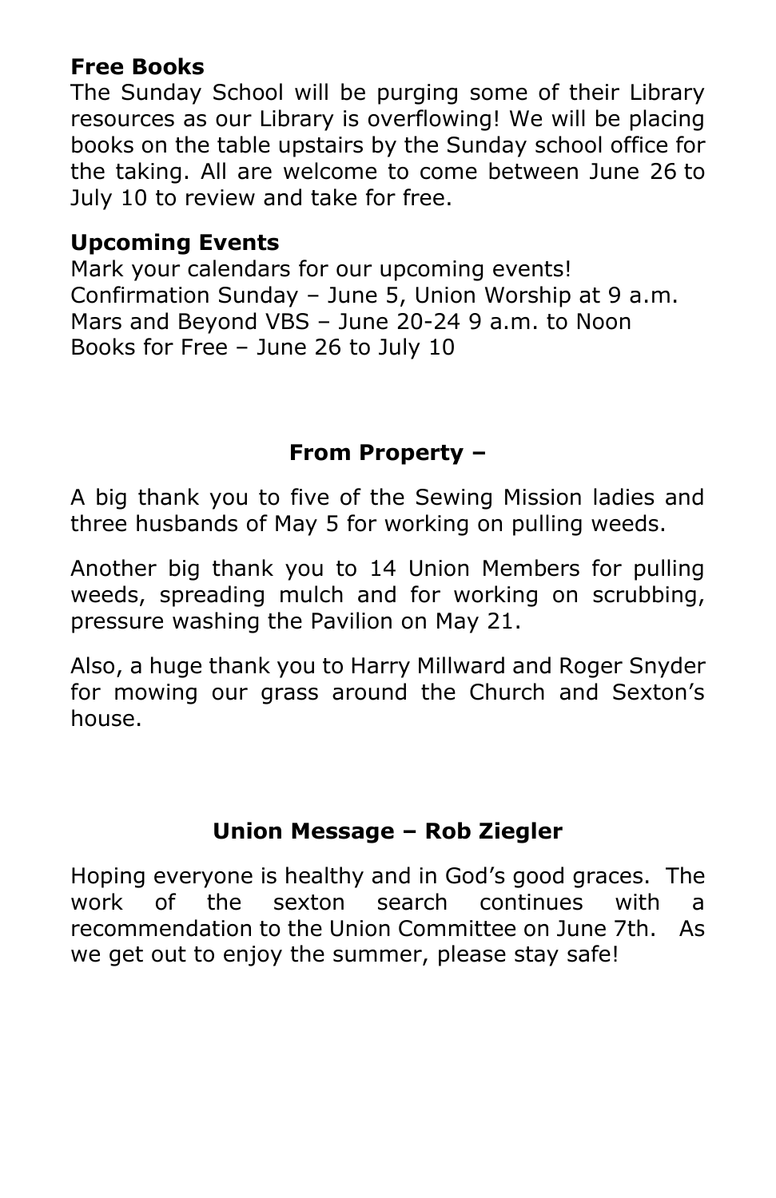**Free Books**

The Sunday School will be purging some of their Library resources as our Library is overflowing! We will be placing books on the table upstairs by the Sunday school office for the taking. All are welcome to come between June 26 to July 10 to review and take for free.

**Upcoming Events**

Mark your calendars for our upcoming events!
Confirmation Sunday – June 5, Union Worship at 9 a.m.
Mars and Beyond VBS – June 20-24 9 a.m. to Noon
Books for Free – June 26 to July 10

## From Property –

A big thank you to five of the Sewing Mission ladies and three husbands of May 5 for working on pulling weeds.

Another big thank you to 14 Union Members for pulling weeds, spreading mulch and for working on scrubbing, pressure washing the Pavilion on May 21.

Also, a huge thank you to Harry Millward and Roger Snyder for mowing our grass around the Church and Sexton's house.

## Union Message – Rob Ziegler

Hoping everyone is healthy and in God's good graces. The work of the sexton search continues with a recommendation to the Union Committee on June 7th. As we get out to enjoy the summer, please stay safe!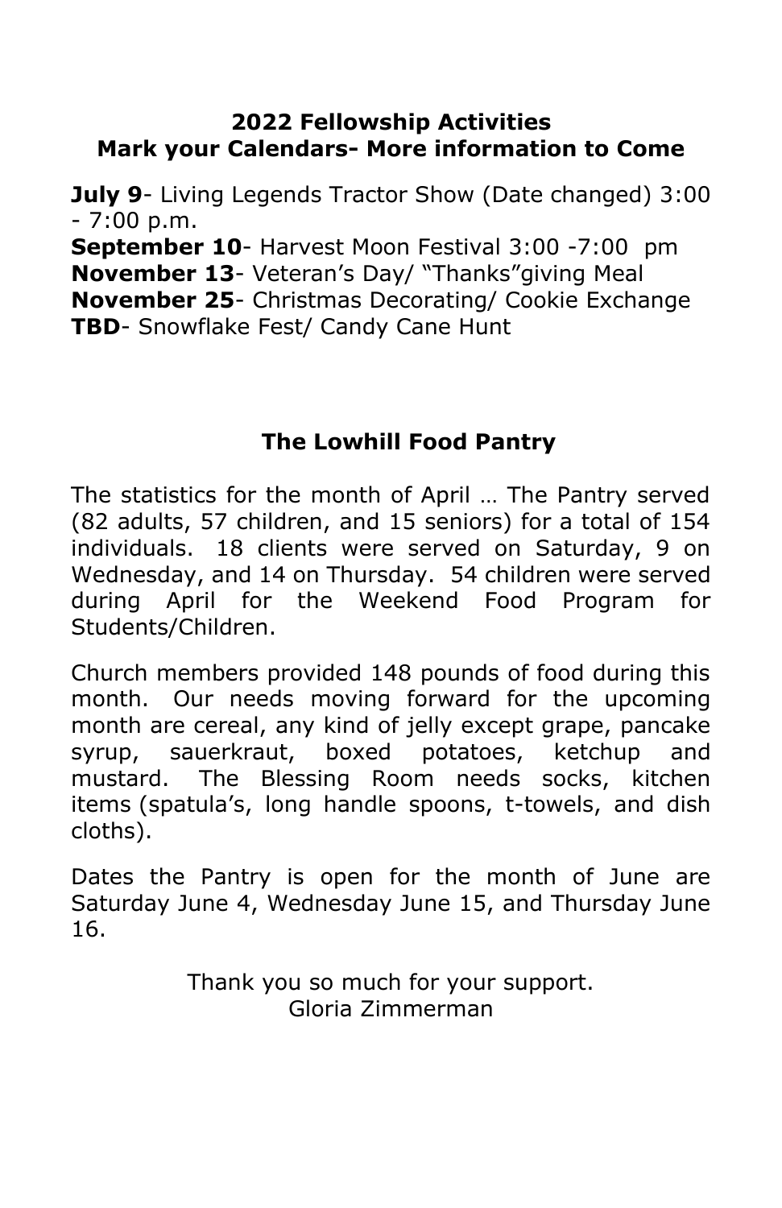## 2022 Fellowship Activities
## Mark your Calendars- More information to Come

**July 9**- Living Legends Tractor Show (Date changed) 3:00 - 7:00 p.m.
**September 10**- Harvest Moon Festival 3:00 -7:00 pm
**November 13**- Veteran's Day/ "Thanks"giving Meal
**November 25**- Christmas Decorating/ Cookie Exchange
**TBD**- Snowflake Fest/ Candy Cane Hunt

## The Lowhill Food Pantry

The statistics for the month of April … The Pantry served (82 adults, 57 children, and 15 seniors) for a total of 154 individuals. 18 clients were served on Saturday, 9 on Wednesday, and 14 on Thursday. 54 children were served during April for the Weekend Food Program for Students/Children.

Church members provided 148 pounds of food during this month. Our needs moving forward for the upcoming month are cereal, any kind of jelly except grape, pancake syrup, sauerkraut, boxed potatoes, ketchup and mustard. The Blessing Room needs socks, kitchen items (spatula's, long handle spoons, t-towels, and dish cloths).

Dates the Pantry is open for the month of June are Saturday June 4, Wednesday June 15, and Thursday June 16.

Thank you so much for your support.
Gloria Zimmerman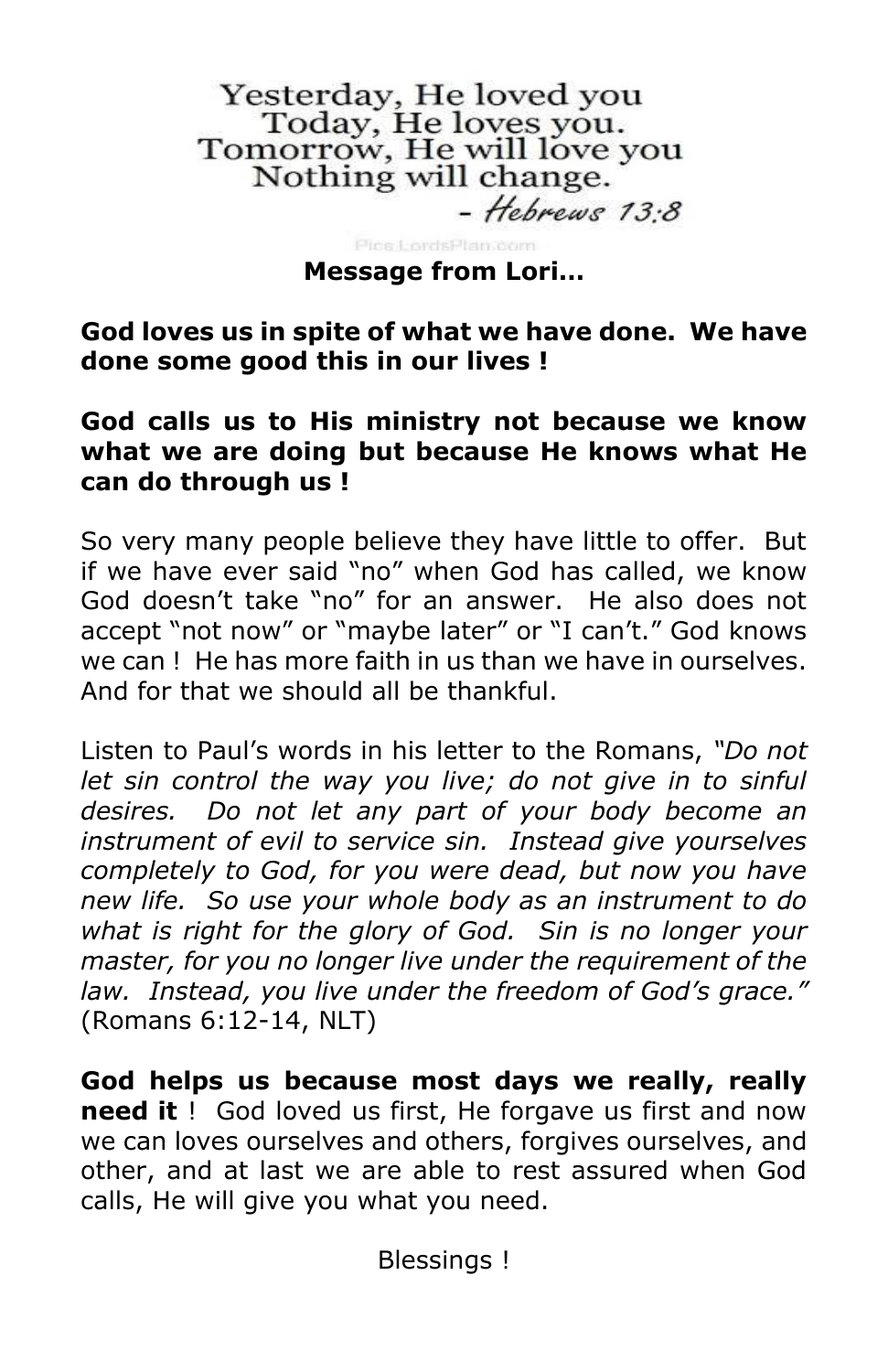Yesterday, He loved you
Today, He loves you.
Tomorrow, He will love you
Nothing will change.
*- Hebrews 13:8*

Pics.LordsPlan.com

**Message from Lori…**

**God loves us in spite of what we have done. We have done some good this in our lives !**

**God calls us to His ministry not because we know what we are doing but because He knows what He can do through us !**

So very many people believe they have little to offer. But if we have ever said "no" when God has called, we know God doesn't take "no" for an answer. He also does not accept "not now" or "maybe later" or "I can't." God knows we can ! He has more faith in us than we have in ourselves. And for that we should all be thankful.

Listen to Paul's words in his letter to the Romans, *"Do not let sin control the way you live; do not give in to sinful desires. Do not let any part of your body become an instrument of evil to service sin. Instead give yourselves completely to God, for you were dead, but now you have new life. So use your whole body as an instrument to do what is right for the glory of God. Sin is no longer your master, for you no longer live under the requirement of the law. Instead, you live under the freedom of God's grace."* (Romans 6:12-14, NLT)

**God helps us because most days we really, really need it** ! God loved us first, He forgave us first and now we can loves ourselves and others, forgives ourselves, and other, and at last we are able to rest assured when God calls, He will give you what you need.

Blessings !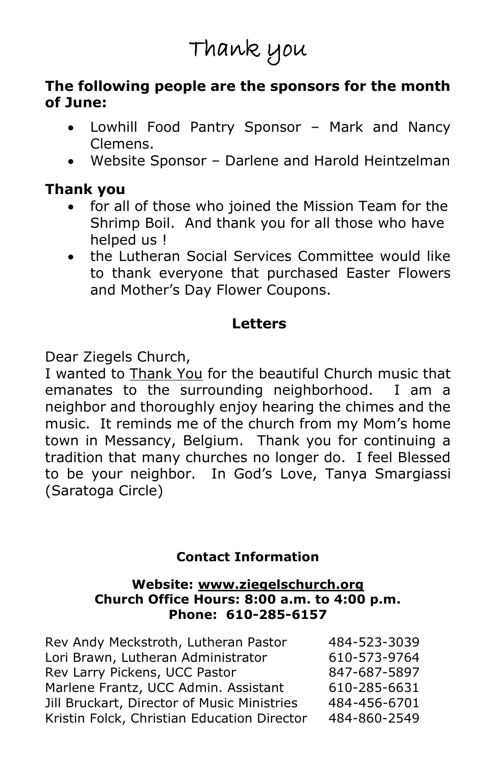# Thank you

**The following people are the sponsors for the month of June:**

- Lowhill Food Pantry Sponsor – Mark and Nancy Clemens.
- Website Sponsor – Darlene and Harold Heintzelman

## Thank you

- for all of those who joined the Mission Team for the Shrimp Boil. And thank you for all those who have helped us !
- the Lutheran Social Services Committee would like to thank everyone that purchased Easter Flowers and Mother's Day Flower Coupons.

## Letters

Dear Ziegels Church,
I wanted to Thank You for the beautiful Church music that emanates to the surrounding neighborhood. I am a neighbor and thoroughly enjoy hearing the chimes and the music. It reminds me of the church from my Mom's home town in Messancy, Belgium. Thank you for continuing a tradition that many churches no longer do. I feel Blessed to be your neighbor. In God's Love, Tanya Smargiassi (Saratoga Circle)

## Contact Information

**Website: www.ziegelschurch.org**
**Church Office Hours: 8:00 a.m. to 4:00 p.m.**
**Phone: 610-285-6157**

| | |
|---|---|
| Rev Andy Meckstroth, Lutheran Pastor | 484-523-3039 |
| Lori Brawn, Lutheran Administrator | 610-573-9764 |
| Rev Larry Pickens, UCC Pastor | 847-687-5897 |
| Marlene Frantz, UCC Admin. Assistant | 610-285-6631 |
| Jill Bruckart, Director of Music Ministries | 484-456-6701 |
| Kristin Folck, Christian Education Director | 484-860-2549 |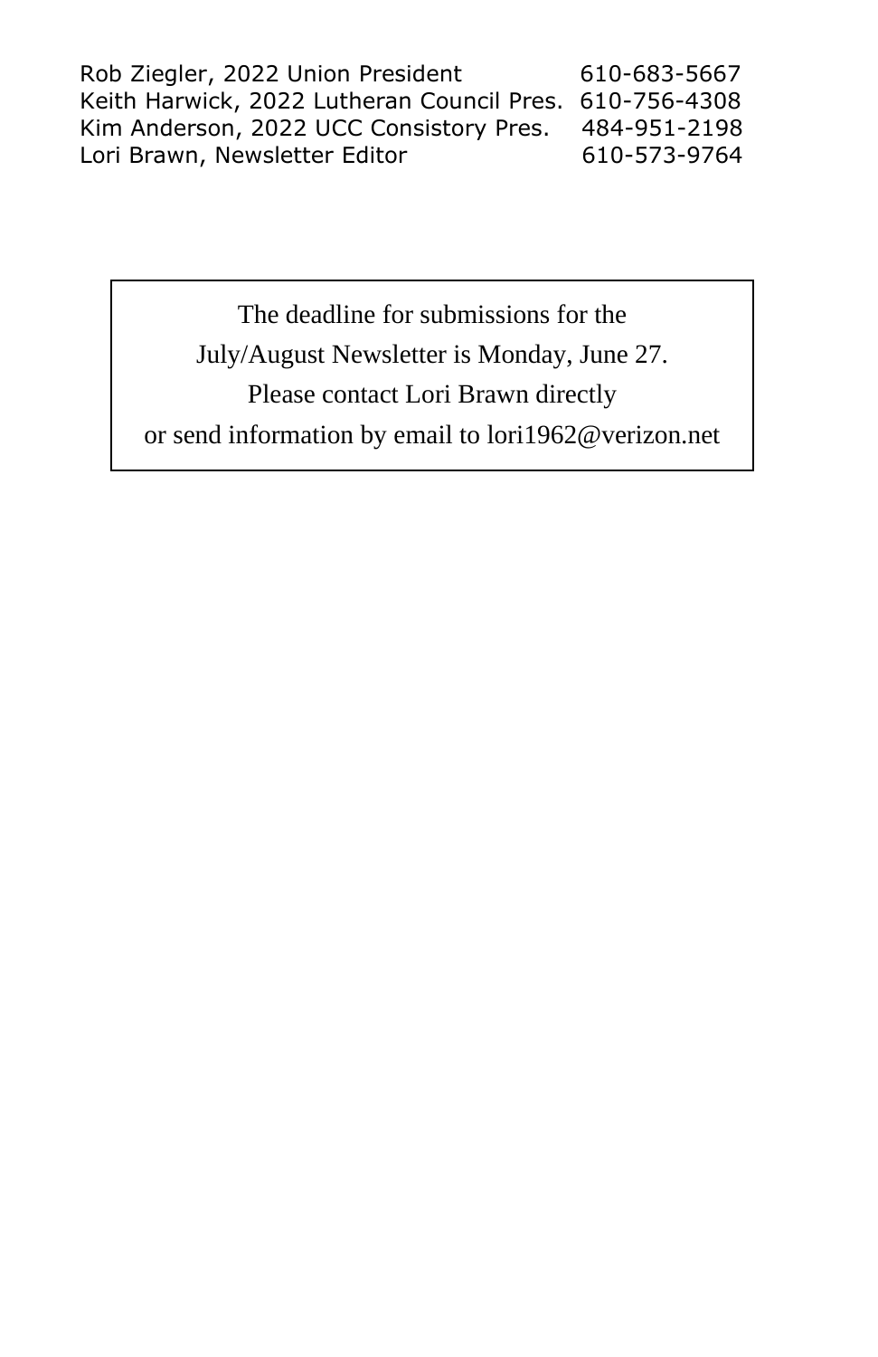| | |
|---|---|
| Rob Ziegler, 2022 Union President | 610-683-5667 |
| Keith Harwick, 2022 Lutheran Council Pres. | 610-756-4308 |
| Kim Anderson, 2022 UCC Consistory Pres. | 484-951-2198 |
| Lori Brawn, Newsletter Editor | 610-573-9764 |

The deadline for submissions for the
July/August Newsletter is Monday, June 27.
Please contact Lori Brawn directly
or send information by email to lori1962@verizon.net